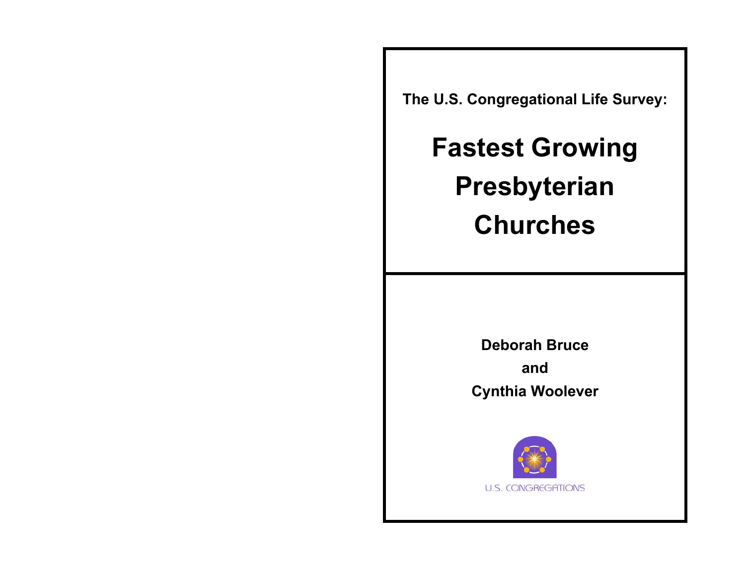The U.S. Congregational Life Survey:

# Fastest Growing Presbyterian Churches

**Deborah Bruce**

**and**

**Cynthia Woolever**

U.S. CONGREGATIONS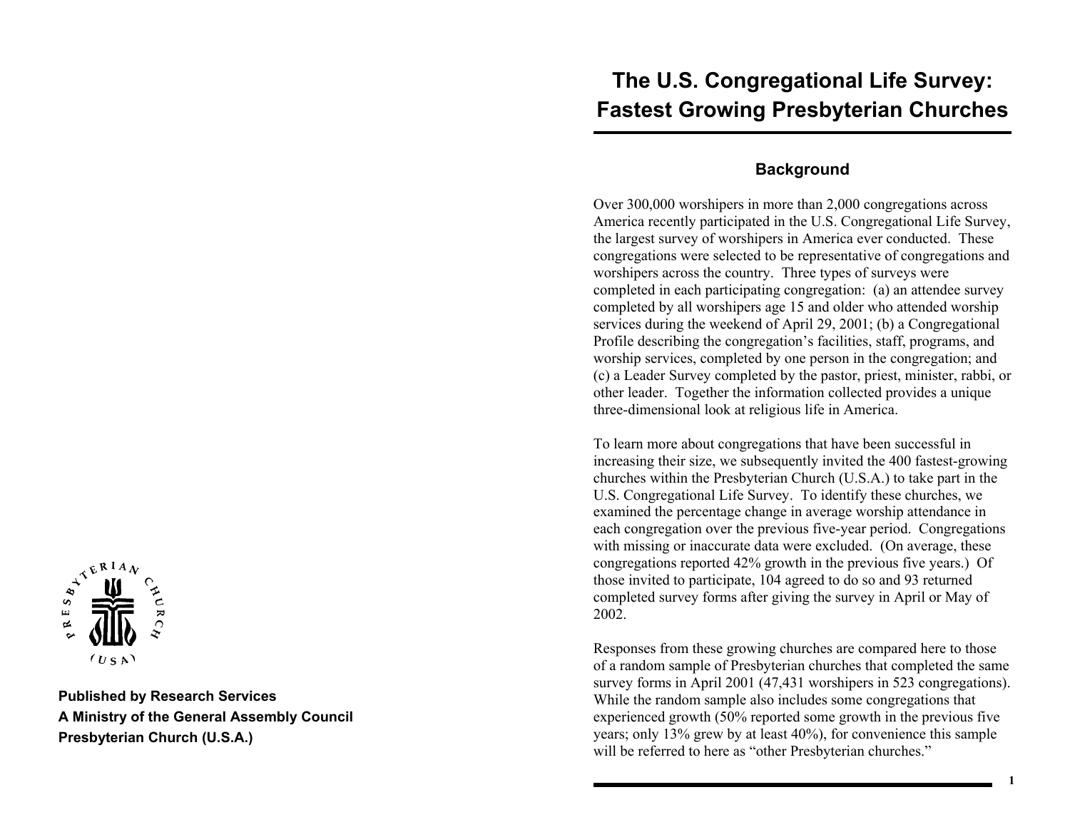Published by Research Services
A Ministry of the General Assembly Council
Presbyterian Church (U.S.A.)

# The U.S. Congregational Life Survey: Fastest Growing Presbyterian Churches

## Background

Over 300,000 worshipers in more than 2,000 congregations across America recently participated in the U.S. Congregational Life Survey, the largest survey of worshipers in America ever conducted. These congregations were selected to be representative of congregations and worshipers across the country. Three types of surveys were completed in each participating congregation: (a) an attendee survey completed by all worshipers age 15 and older who attended worship services during the weekend of April 29, 2001; (b) a Congregational Profile describing the congregation's facilities, staff, programs, and worship services, completed by one person in the congregation; and (c) a Leader Survey completed by the pastor, priest, minister, rabbi, or other leader. Together the information collected provides a unique three-dimensional look at religious life in America.

To learn more about congregations that have been successful in increasing their size, we subsequently invited the 400 fastest-growing churches within the Presbyterian Church (U.S.A.) to take part in the U.S. Congregational Life Survey. To identify these churches, we examined the percentage change in average worship attendance in each congregation over the previous five-year period. Congregations with missing or inaccurate data were excluded. (On average, these congregations reported 42% growth in the previous five years.) Of those invited to participate, 104 agreed to do so and 93 returned completed survey forms after giving the survey in April or May of 2002.

Responses from these growing churches are compared here to those of a random sample of Presbyterian churches that completed the same survey forms in April 2001 (47,431 worshipers in 523 congregations). While the random sample also includes some congregations that experienced growth (50% reported some growth in the previous five years; only 13% grew by at least 40%), for convenience this sample will be referred to here as "other Presbyterian churches."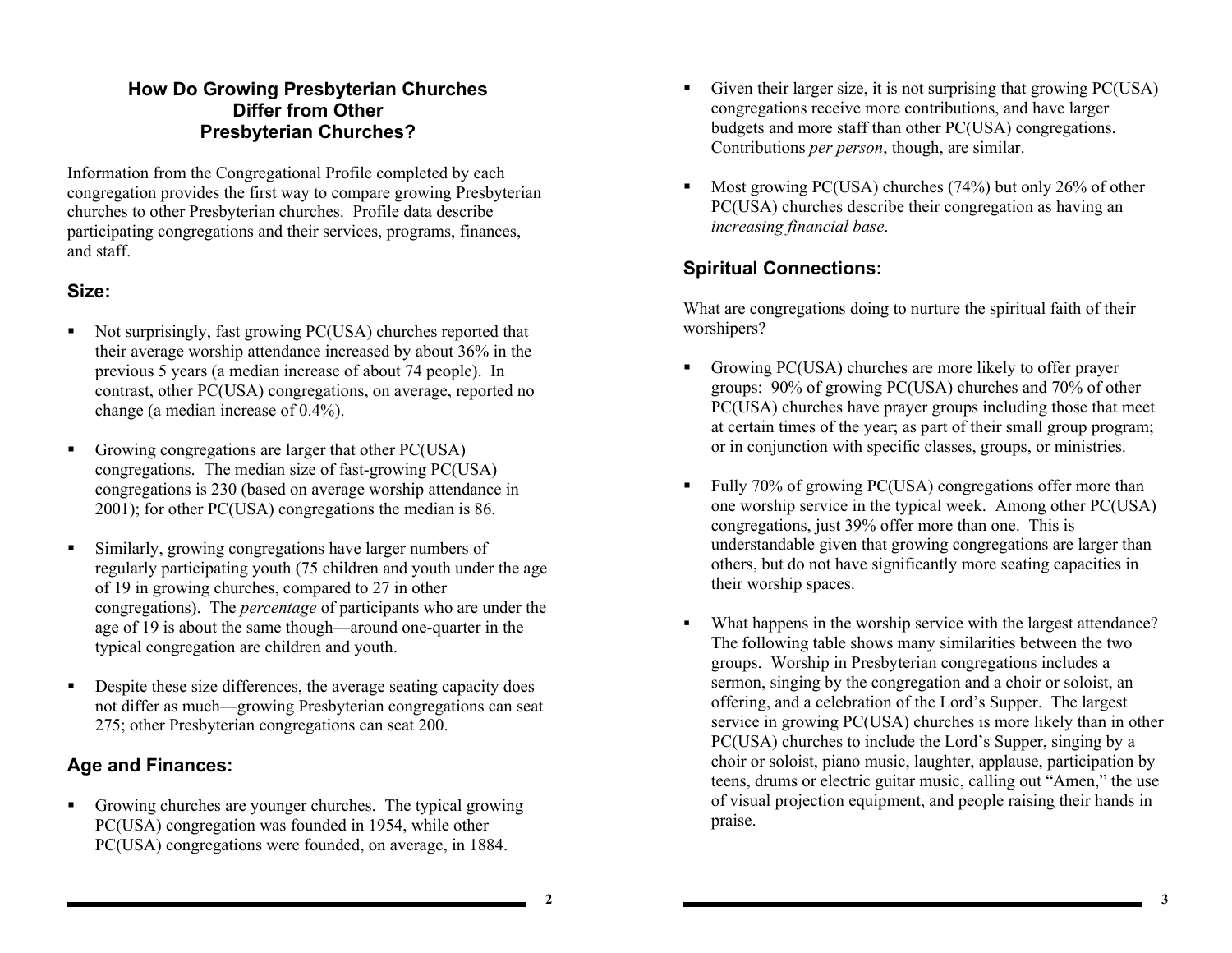# How Do Growing Presbyterian Churches Differ from Other Presbyterian Churches?

Information from the Congregational Profile completed by each congregation provides the first way to compare growing Presbyterian churches to other Presbyterian churches. Profile data describe participating congregations and their services, programs, finances, and staff.

## Size:

- Not surprisingly, fast growing PC(USA) churches reported that their average worship attendance increased by about 36% in the previous 5 years (a median increase of about 74 people). In contrast, other PC(USA) congregations, on average, reported no change (a median increase of 0.4%).
- Growing congregations are larger that other PC(USA) congregations. The median size of fast-growing PC(USA) congregations is 230 (based on average worship attendance in 2001); for other PC(USA) congregations the median is 86.
- Similarly, growing congregations have larger numbers of regularly participating youth (75 children and youth under the age of 19 in growing churches, compared to 27 in other congregations). The *percentage* of participants who are under the age of 19 is about the same though—around one-quarter in the typical congregation are children and youth.
- Despite these size differences, the average seating capacity does not differ as much—growing Presbyterian congregations can seat 275; other Presbyterian congregations can seat 200.

## Age and Finances:

- Growing churches are younger churches. The typical growing PC(USA) congregation was founded in 1954, while other PC(USA) congregations were founded, on average, in 1884.
- Given their larger size, it is not surprising that growing PC(USA) congregations receive more contributions, and have larger budgets and more staff than other PC(USA) congregations. Contributions *per person*, though, are similar.
- Most growing PC(USA) churches (74%) but only 26% of other PC(USA) churches describe their congregation as having an *increasing financial base*.

## Spiritual Connections:

What are congregations doing to nurture the spiritual faith of their worshipers?

- Growing PC(USA) churches are more likely to offer prayer groups: 90% of growing PC(USA) churches and 70% of other PC(USA) churches have prayer groups including those that meet at certain times of the year; as part of their small group program; or in conjunction with specific classes, groups, or ministries.
- Fully 70% of growing PC(USA) congregations offer more than one worship service in the typical week. Among other PC(USA) congregations, just 39% offer more than one. This is understandable given that growing congregations are larger than others, but do not have significantly more seating capacities in their worship spaces.
- What happens in the worship service with the largest attendance? The following table shows many similarities between the two groups. Worship in Presbyterian congregations includes a sermon, singing by the congregation and a choir or soloist, an offering, and a celebration of the Lord's Supper. The largest service in growing PC(USA) churches is more likely than in other PC(USA) churches to include the Lord's Supper, singing by a choir or soloist, piano music, laughter, applause, participation by teens, drums or electric guitar music, calling out "Amen," the use of visual projection equipment, and people raising their hands in praise.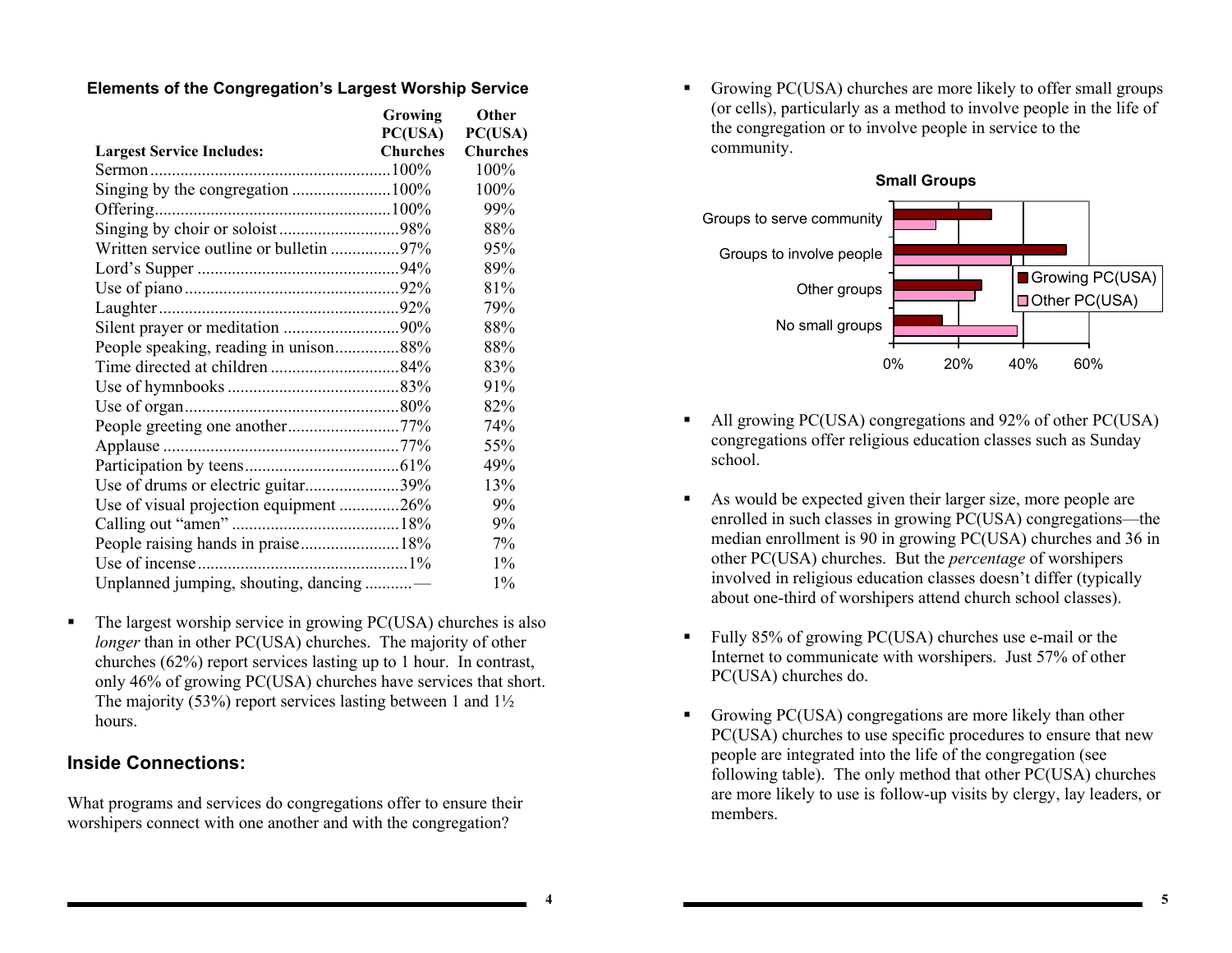**Elements of the Congregation's Largest Worship Service**

| Largest Service Includes: | Growing PC(USA) Churches | Other PC(USA) Churches |
|---|---|---|
| Sermon | 100% | 100% |
| Singing by the congregation | 100% | 100% |
| Offering | 100% | 99% |
| Singing by choir or soloist | 98% | 88% |
| Written service outline or bulletin | 97% | 95% |
| Lord's Supper | 94% | 89% |
| Use of piano | 92% | 81% |
| Laughter | 92% | 79% |
| Silent prayer or meditation | 90% | 88% |
| People speaking, reading in unison | 88% | 88% |
| Time directed at children | 84% | 83% |
| Use of hymnbooks | 83% | 91% |
| Use of organ | 80% | 82% |
| People greeting one another | 77% | 74% |
| Applause | 77% | 55% |
| Participation by teens | 61% | 49% |
| Use of drums or electric guitar | 39% | 13% |
| Use of visual projection equipment | 26% | 9% |
| Calling out "amen" | 18% | 9% |
| People raising hands in praise | 18% | 7% |
| Use of incense | 1% | 1% |
| Unplanned jumping, shouting, dancing | — | 1% |

- The largest worship service in growing PC(USA) churches is also *longer* than in other PC(USA) churches. The majority of other churches (62%) report services lasting up to 1 hour. In contrast, only 46% of growing PC(USA) churches have services that short. The majority (53%) report services lasting between 1 and 1½ hours.

## Inside Connections:

What programs and services do congregations offer to ensure their worshipers connect with one another and with the congregation?

- Growing PC(USA) churches are more likely to offer small groups (or cells), particularly as a method to involve people in the life of the congregation or to involve people in service to the community.

**Small Groups**

| | Growing PC(USA) | Other PC(USA) |
|---|---|---|
| Groups to serve community | 30% | 13% |
| Groups to involve people | 53% | 36% |
| Other groups | 27% | 25% |
| No small groups | 15% | 38% |

- All growing PC(USA) congregations and 92% of other PC(USA) congregations offer religious education classes such as Sunday school.

- As would be expected given their larger size, more people are enrolled in such classes in growing PC(USA) congregations—the median enrollment is 90 in growing PC(USA) churches and 36 in other PC(USA) churches. But the *percentage* of worshipers involved in religious education classes doesn't differ (typically about one-third of worshipers attend church school classes).

- Fully 85% of growing PC(USA) churches use e-mail or the Internet to communicate with worshipers. Just 57% of other PC(USA) churches do.

- Growing PC(USA) congregations are more likely than other PC(USA) churches to use specific procedures to ensure that new people are integrated into the life of the congregation (see following table). The only method that other PC(USA) churches are more likely to use is follow-up visits by clergy, lay leaders, or members.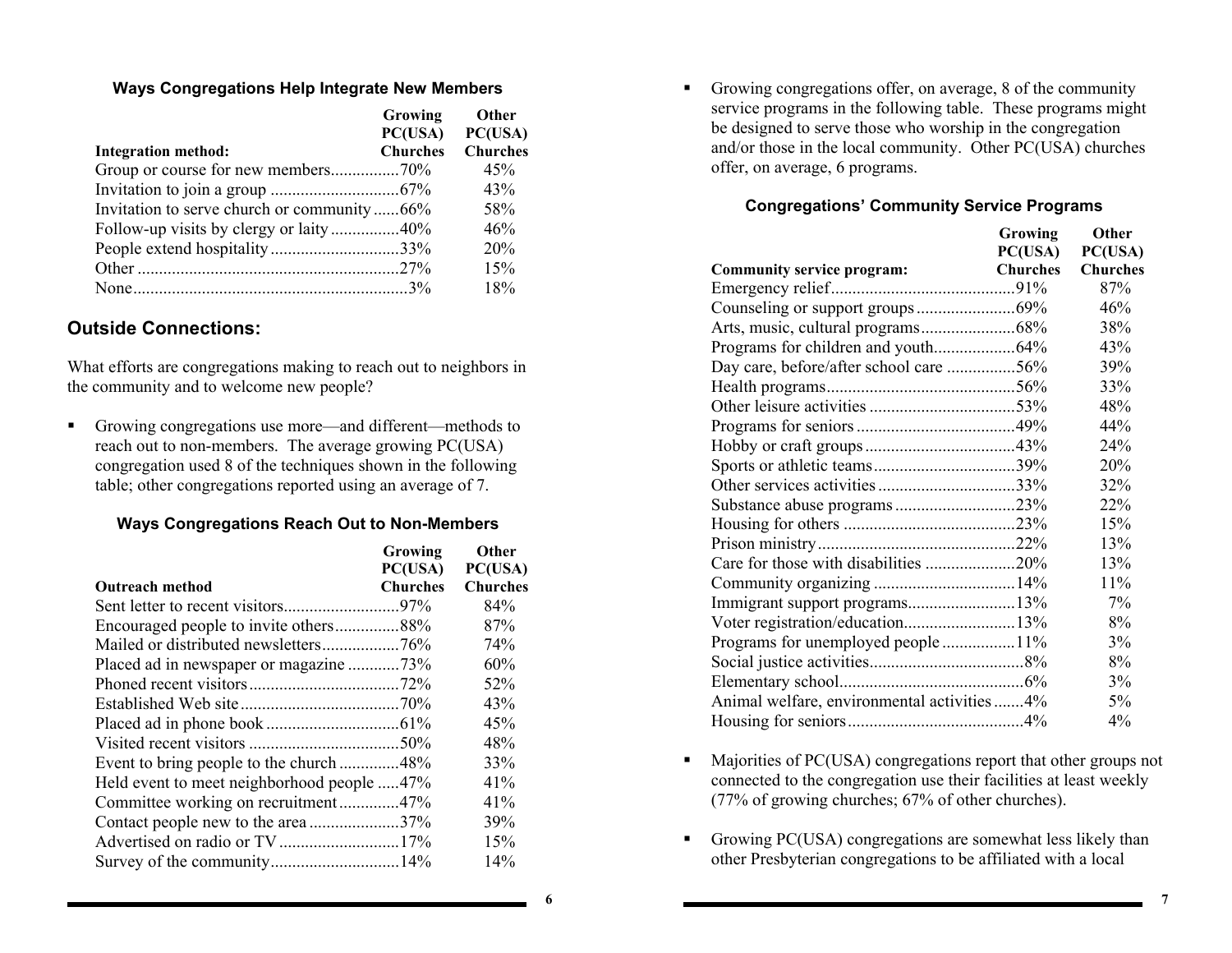### Ways Congregations Help Integrate New Members

| Integration method: | Growing PC(USA) Churches | Other PC(USA) Churches |
|---|---|---|
| Group or course for new members | 70% | 45% |
| Invitation to join a group | 67% | 43% |
| Invitation to serve church or community | 66% | 58% |
| Follow-up visits by clergy or laity | 40% | 46% |
| People extend hospitality | 33% | 20% |
| Other | 27% | 15% |
| None | 3% | 18% |

## Outside Connections:

What efforts are congregations making to reach out to neighbors in the community and to welcome new people?

- Growing congregations use more—and different—methods to reach out to non-members. The average growing PC(USA) congregation used 8 of the techniques shown in the following table; other congregations reported using an average of 7.

### Ways Congregations Reach Out to Non-Members

| Outreach method | Growing PC(USA) Churches | Other PC(USA) Churches |
|---|---|---|
| Sent letter to recent visitors | 97% | 84% |
| Encouraged people to invite others | 88% | 87% |
| Mailed or distributed newsletters | 76% | 74% |
| Placed ad in newspaper or magazine | 73% | 60% |
| Phoned recent visitors | 72% | 52% |
| Established Web site | 70% | 43% |
| Placed ad in phone book | 61% | 45% |
| Visited recent visitors | 50% | 48% |
| Event to bring people to the church | 48% | 33% |
| Held event to meet neighborhood people | 47% | 41% |
| Committee working on recruitment | 47% | 41% |
| Contact people new to the area | 37% | 39% |
| Advertised on radio or TV | 17% | 15% |
| Survey of the community | 14% | 14% |

- Growing congregations offer, on average, 8 of the community service programs in the following table. These programs might be designed to serve those who worship in the congregation and/or those in the local community. Other PC(USA) churches offer, on average, 6 programs.

### Congregations' Community Service Programs

| Community service program: | Growing PC(USA) Churches | Other PC(USA) Churches |
|---|---|---|
| Emergency relief | 91% | 87% |
| Counseling or support groups | 69% | 46% |
| Arts, music, cultural programs | 68% | 38% |
| Programs for children and youth | 64% | 43% |
| Day care, before/after school care | 56% | 39% |
| Health programs | 56% | 33% |
| Other leisure activities | 53% | 48% |
| Programs for seniors | 49% | 44% |
| Hobby or craft groups | 43% | 24% |
| Sports or athletic teams | 39% | 20% |
| Other services activities | 33% | 32% |
| Substance abuse programs | 23% | 22% |
| Housing for others | 23% | 15% |
| Prison ministry | 22% | 13% |
| Care for those with disabilities | 20% | 13% |
| Community organizing | 14% | 11% |
| Immigrant support programs | 13% | 7% |
| Voter registration/education | 13% | 8% |
| Programs for unemployed people | 11% | 3% |
| Social justice activities | 8% | 8% |
| Elementary school | 6% | 3% |
| Animal welfare, environmental activities | 4% | 5% |
| Housing for seniors | 4% | 4% |

- Majorities of PC(USA) congregations report that other groups not connected to the congregation use their facilities at least weekly (77% of growing churches; 67% of other churches).

- Growing PC(USA) congregations are somewhat less likely than other Presbyterian congregations to be affiliated with a local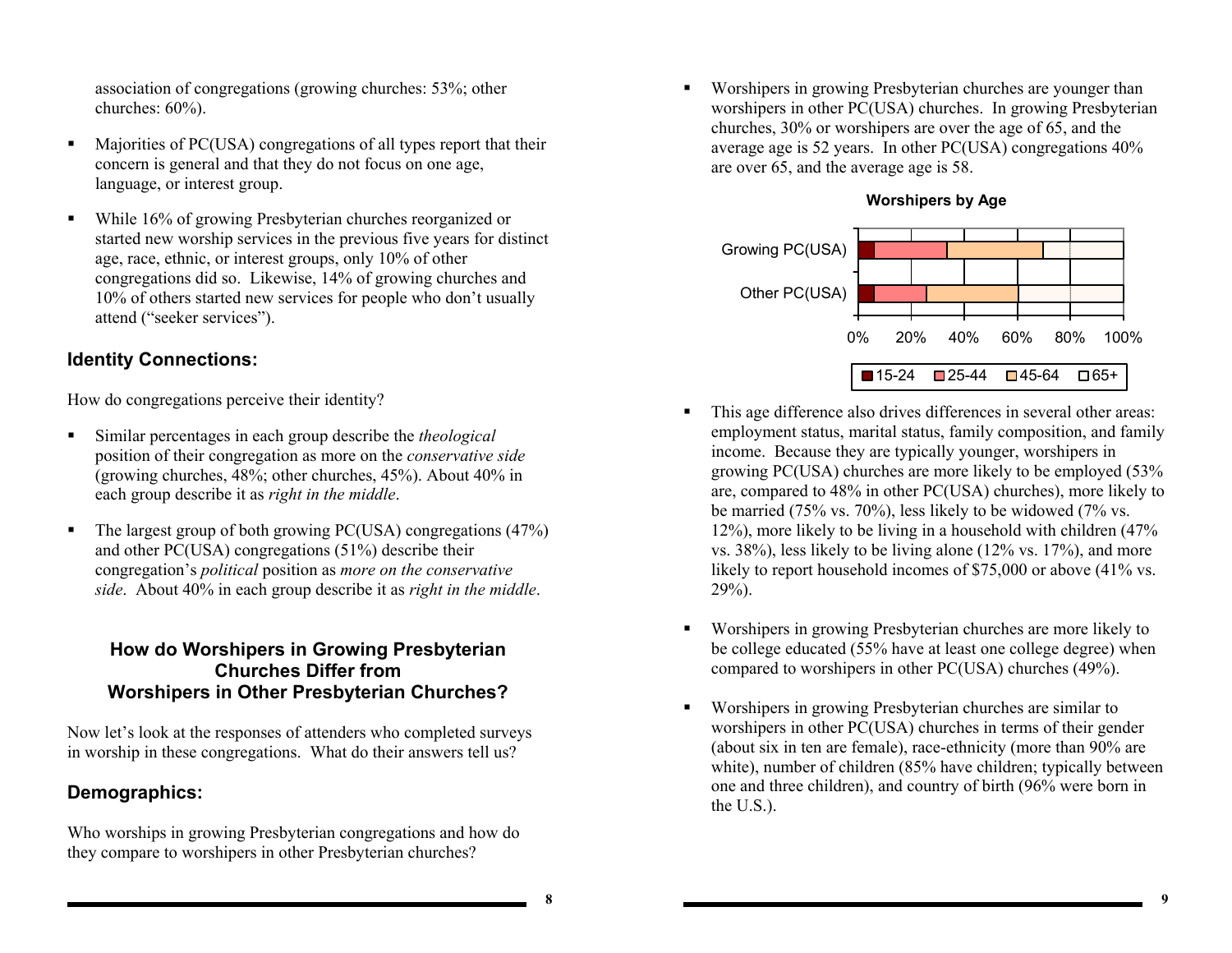association of congregations (growing churches: 53%; other churches: 60%).

- Majorities of PC(USA) congregations of all types report that their concern is general and that they do not focus on one age, language, or interest group.
- While 16% of growing Presbyterian churches reorganized or started new worship services in the previous five years for distinct age, race, ethnic, or interest groups, only 10% of other congregations did so. Likewise, 14% of growing churches and 10% of others started new services for people who don't usually attend ("seeker services").

## Identity Connections:

How do congregations perceive their identity?

- Similar percentages in each group describe the *theological* position of their congregation as more on the *conservative side* (growing churches, 48%; other churches, 45%). About 40% in each group describe it as *right in the middle*.
- The largest group of both growing PC(USA) congregations (47%) and other PC(USA) congregations (51%) describe their congregation's *political* position as *more on the conservative side*. About 40% in each group describe it as *right in the middle*.

## How do Worshipers in Growing Presbyterian Churches Differ from Worshipers in Other Presbyterian Churches?

Now let's look at the responses of attenders who completed surveys in worship in these congregations. What do their answers tell us?

## Demographics:

Who worships in growing Presbyterian congregations and how do they compare to worshipers in other Presbyterian churches?

- Worshipers in growing Presbyterian churches are younger than worshipers in other PC(USA) churches. In growing Presbyterian churches, 30% or worshipers are over the age of 65, and the average age is 52 years. In other PC(USA) congregations 40% are over 65, and the average age is 58.

**Worshipers by Age**

(Chart: stacked bars for Growing PC(USA) and Other PC(USA), 0%–100%; legend: 15-24, 25-44, 45-64, 65+)

- This age difference also drives differences in several other areas: employment status, marital status, family composition, and family income. Because they are typically younger, worshipers in growing PC(USA) churches are more likely to be employed (53% are, compared to 48% in other PC(USA) churches), more likely to be married (75% vs. 70%), less likely to be widowed (7% vs. 12%), more likely to be living in a household with children (47% vs. 38%), less likely to be living alone (12% vs. 17%), and more likely to report household incomes of $75,000 or above (41% vs. 29%).
- Worshipers in growing Presbyterian churches are more likely to be college educated (55% have at least one college degree) when compared to worshipers in other PC(USA) churches (49%).
- Worshipers in growing Presbyterian churches are similar to worshipers in other PC(USA) churches in terms of their gender (about six in ten are female), race-ethnicity (more than 90% are white), number of children (85% have children; typically between one and three children), and country of birth (96% were born in the U.S.).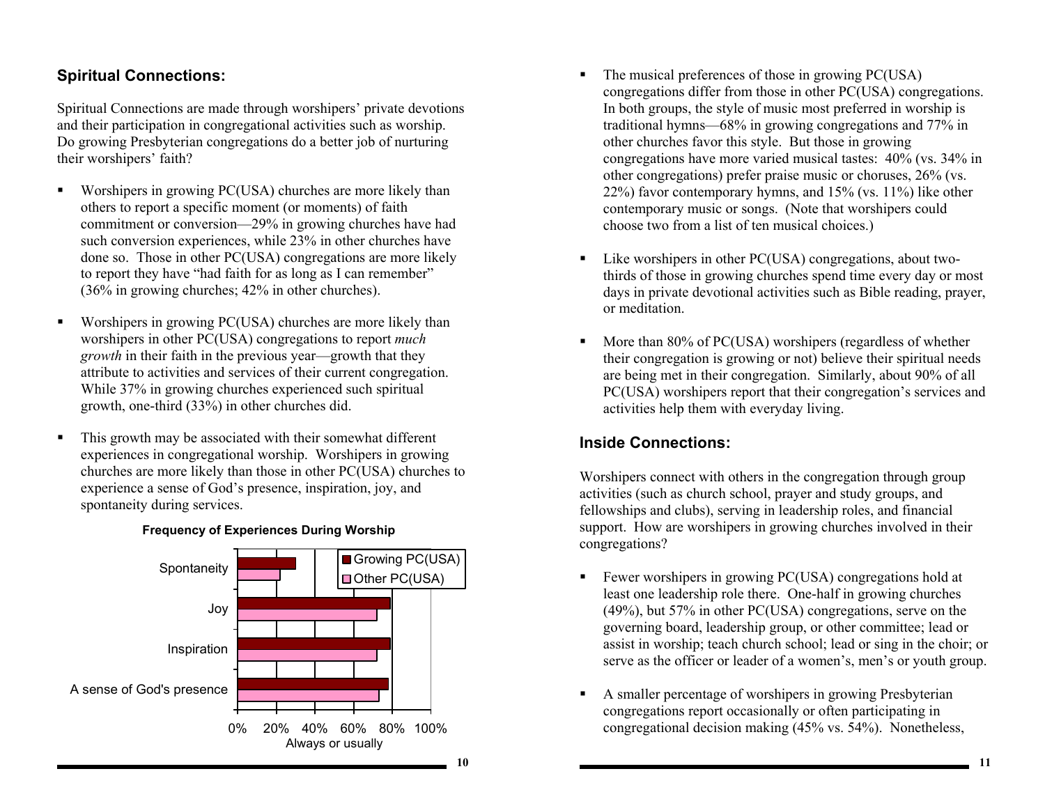## Spiritual Connections:

Spiritual Connections are made through worshipers' private devotions and their participation in congregational activities such as worship. Do growing Presbyterian congregations do a better job of nurturing their worshipers' faith?

- Worshipers in growing PC(USA) churches are more likely than others to report a specific moment (or moments) of faith commitment or conversion—29% in growing churches have had such conversion experiences, while 23% in other churches have done so. Those in other PC(USA) congregations are more likely to report they have "had faith for as long as I can remember" (36% in growing churches; 42% in other churches).

- Worshipers in growing PC(USA) churches are more likely than worshipers in other PC(USA) congregations to report *much growth* in their faith in the previous year—growth that they attribute to activities and services of their current congregation. While 37% in growing churches experienced such spiritual growth, one-third (33%) in other churches did.

- This growth may be associated with their somewhat different experiences in congregational worship. Worshipers in growing churches are more likely than those in other PC(USA) churches to experience a sense of God's presence, inspiration, joy, and spontaneity during services.

**Frequency of Experiences During Worship**

Legend: Growing PC(USA); Other PC(USA)

Categories: Spontaneity; Joy; Inspiration; A sense of God's presence

X-axis: 0%, 20%, 40%, 60%, 80%, 100% — Always or usually

- The musical preferences of those in growing PC(USA) congregations differ from those in other PC(USA) congregations. In both groups, the style of music most preferred in worship is traditional hymns—68% in growing congregations and 77% in other churches favor this style. But those in growing congregations have more varied musical tastes: 40% (vs. 34% in other congregations) prefer praise music or choruses, 26% (vs. 22%) favor contemporary hymns, and 15% (vs. 11%) like other contemporary music or songs. (Note that worshipers could choose two from a list of ten musical choices.)

- Like worshipers in other PC(USA) congregations, about two-thirds of those in growing churches spend time every day or most days in private devotional activities such as Bible reading, prayer, or meditation.

- More than 80% of PC(USA) worshipers (regardless of whether their congregation is growing or not) believe their spiritual needs are being met in their congregation. Similarly, about 90% of all PC(USA) worshipers report that their congregation's services and activities help them with everyday living.

## Inside Connections:

Worshipers connect with others in the congregation through group activities (such as church school, prayer and study groups, and fellowships and clubs), serving in leadership roles, and financial support. How are worshipers in growing churches involved in their congregations?

- Fewer worshipers in growing PC(USA) congregations hold at least one leadership role there. One-half in growing churches (49%), but 57% in other PC(USA) congregations, serve on the governing board, leadership group, or other committee; lead or assist in worship; teach church school; lead or sing in the choir; or serve as the officer or leader of a women's, men's or youth group.

- A smaller percentage of worshipers in growing Presbyterian congregations report occasionally or often participating in congregational decision making (45% vs. 54%). Nonetheless,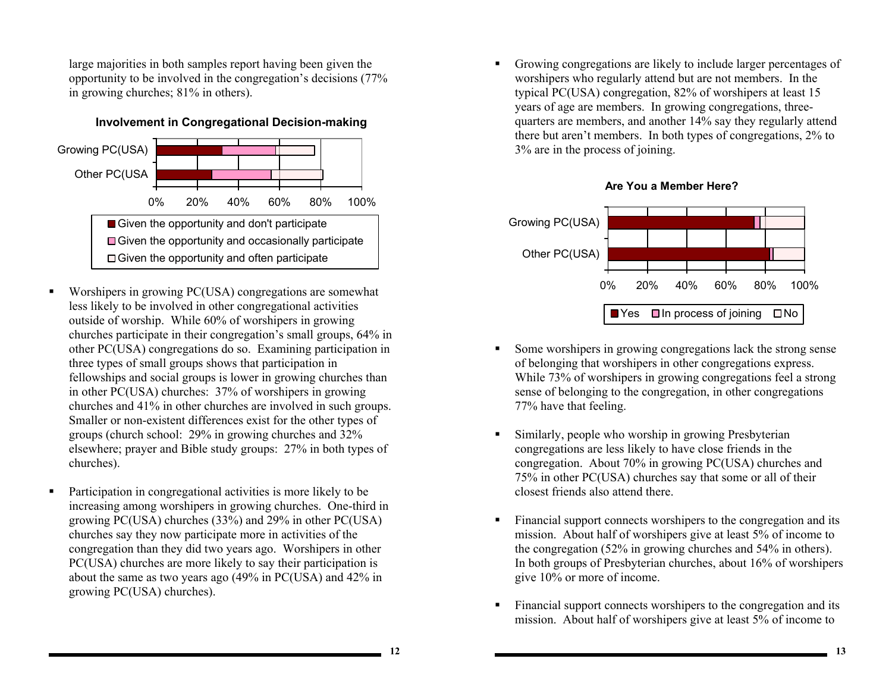large majorities in both samples report having been given the opportunity to be involved in the congregation's decisions (77% in growing churches; 81% in others).

**Involvement in Congregational Decision-making**

Growing PC(USA)
Other PC(USA

0% 20% 40% 60% 80% 100%

- Given the opportunity and don't participate
- Given the opportunity and occasionally participate
- Given the opportunity and often participate

- Worshipers in growing PC(USA) congregations are somewhat less likely to be involved in other congregational activities outside of worship. While 60% of worshipers in growing churches participate in their congregation's small groups, 64% in other PC(USA) congregations do so. Examining participation in three types of small groups shows that participation in fellowships and social groups is lower in growing churches than in other PC(USA) churches: 37% of worshipers in growing churches and 41% in other churches are involved in such groups. Smaller or non-existent differences exist for the other types of groups (church school: 29% in growing churches and 32% elsewhere; prayer and Bible study groups: 27% in both types of churches).

- Participation in congregational activities is more likely to be increasing among worshipers in growing churches. One-third in growing PC(USA) churches (33%) and 29% in other PC(USA) churches say they now participate more in activities of the congregation than they did two years ago. Worshipers in other PC(USA) churches are more likely to say their participation is about the same as two years ago (49% in PC(USA) and 42% in growing PC(USA) churches).

- Growing congregations are likely to include larger percentages of worshipers who regularly attend but are not members. In the typical PC(USA) congregation, 82% of worshipers at least 15 years of age are members. In growing congregations, three-quarters are members, and another 14% say they regularly attend there but aren't members. In both types of congregations, 2% to 3% are in the process of joining.

**Are You a Member Here?**

Growing PC(USA)
Other PC(USA)

0% 20% 40% 60% 80% 100%

- Yes
- In process of joining
- No

- Some worshipers in growing congregations lack the strong sense of belonging that worshipers in other congregations express. While 73% of worshipers in growing congregations feel a strong sense of belonging to the congregation, in other congregations 77% have that feeling.

- Similarly, people who worship in growing Presbyterian congregations are less likely to have close friends in the congregation. About 70% in growing PC(USA) churches and 75% in other PC(USA) churches say that some or all of their closest friends also attend there.

- Financial support connects worshipers to the congregation and its mission. About half of worshipers give at least 5% of income to the congregation (52% in growing churches and 54% in others). In both groups of Presbyterian churches, about 16% of worshipers give 10% or more of income.

- Financial support connects worshipers to the congregation and its mission. About half of worshipers give at least 5% of income to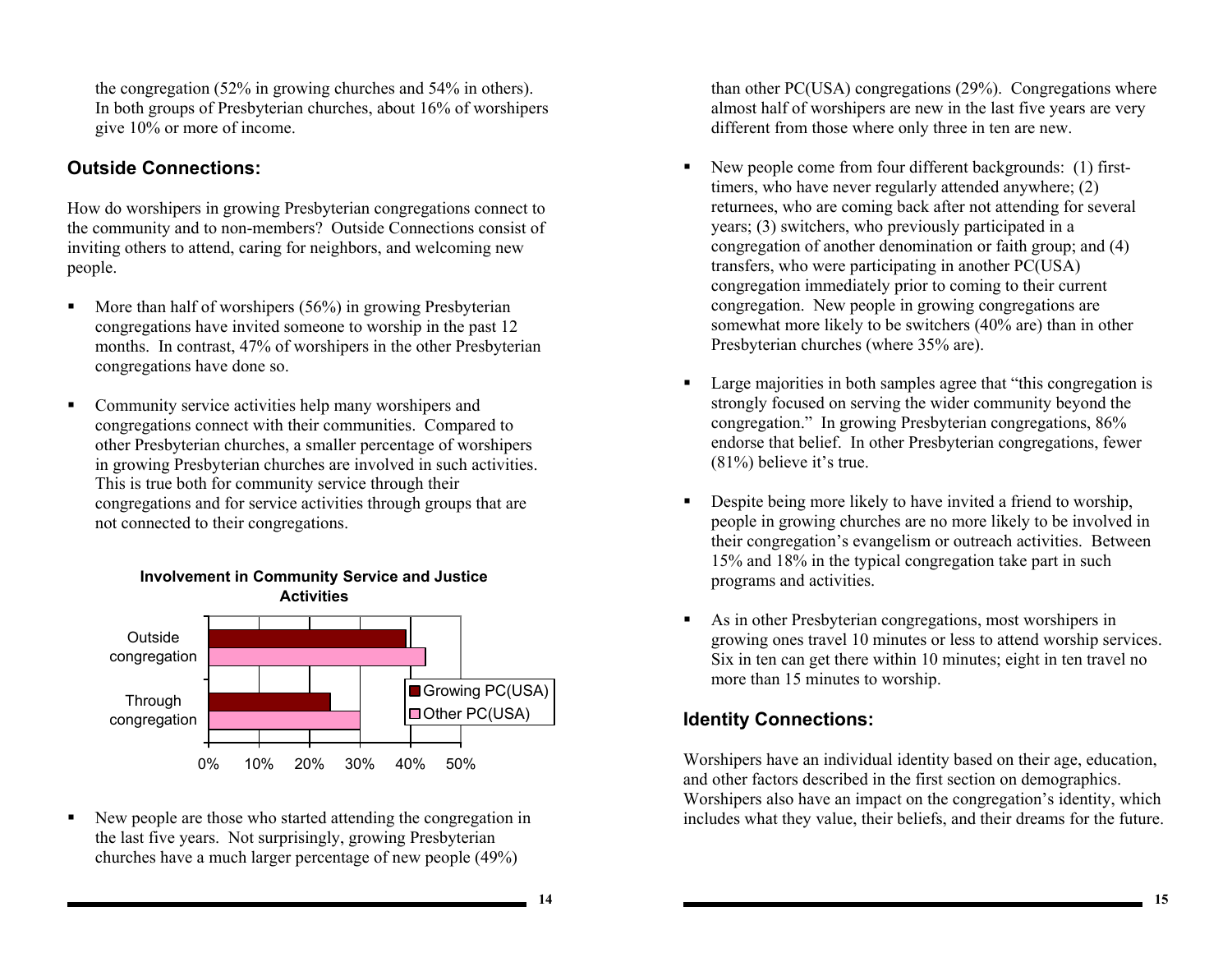the congregation (52% in growing churches and 54% in others). In both groups of Presbyterian churches, about 16% of worshipers give 10% or more of income.

## Outside Connections:

How do worshipers in growing Presbyterian congregations connect to the community and to non-members? Outside Connections consist of inviting others to attend, caring for neighbors, and welcoming new people.

- More than half of worshipers (56%) in growing Presbyterian congregations have invited someone to worship in the past 12 months. In contrast, 47% of worshipers in the other Presbyterian congregations have done so.
- Community service activities help many worshipers and congregations connect with their communities. Compared to other Presbyterian churches, a smaller percentage of worshipers in growing Presbyterian churches are involved in such activities. This is true both for community service through their congregations and for service activities through groups that are not connected to their congregations.

**Involvement in Community Service and Justice Activities**

| | Growing PC(USA) | Other PC(USA) |
|---|---|---|
| Outside congregation | ~39% | ~43% |
| Through congregation | ~24% | ~30% |

- New people are those who started attending the congregation in the last five years. Not surprisingly, growing Presbyterian churches have a much larger percentage of new people (49%) than other PC(USA) congregations (29%). Congregations where almost half of worshipers are new in the last five years are very different from those where only three in ten are new.
- New people come from four different backgrounds: (1) first-timers, who have never regularly attended anywhere; (2) returnees, who are coming back after not attending for several years; (3) switchers, who previously participated in a congregation of another denomination or faith group; and (4) transfers, who were participating in another PC(USA) congregation immediately prior to coming to their current congregation. New people in growing congregations are somewhat more likely to be switchers (40% are) than in other Presbyterian churches (where 35% are).
- Large majorities in both samples agree that "this congregation is strongly focused on serving the wider community beyond the congregation." In growing Presbyterian congregations, 86% endorse that belief. In other Presbyterian congregations, fewer (81%) believe it's true.
- Despite being more likely to have invited a friend to worship, people in growing churches are no more likely to be involved in their congregation's evangelism or outreach activities. Between 15% and 18% in the typical congregation take part in such programs and activities.
- As in other Presbyterian congregations, most worshipers in growing ones travel 10 minutes or less to attend worship services. Six in ten can get there within 10 minutes; eight in ten travel no more than 15 minutes to worship.

## Identity Connections:

Worshipers have an individual identity based on their age, education, and other factors described in the first section on demographics. Worshipers also have an impact on the congregation's identity, which includes what they value, their beliefs, and their dreams for the future.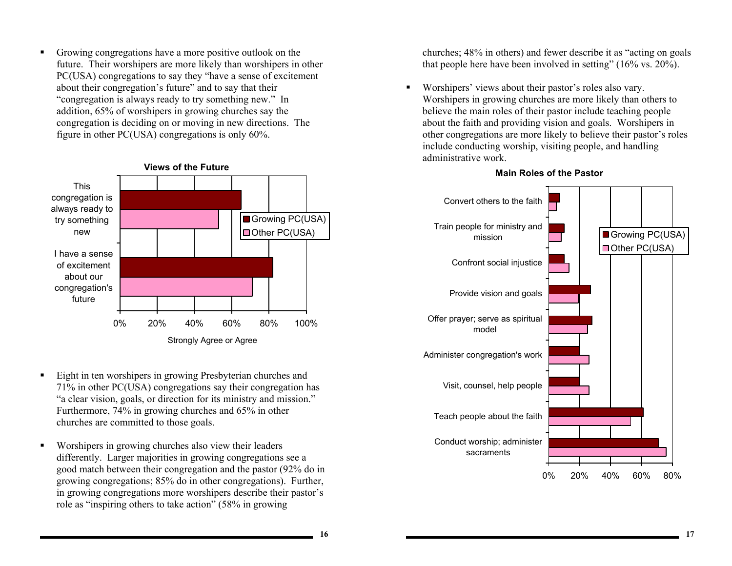- Growing congregations have a more positive outlook on the future. Their worshipers are more likely than worshipers in other PC(USA) congregations to say they "have a sense of excitement about their congregation's future" and to say that their "congregation is always ready to try something new." In addition, 65% of worshipers in growing churches say the congregation is deciding on or moving in new directions. The figure in other PC(USA) congregations is only 60%.

**Views of the Future**

- Eight in ten worshipers in growing Presbyterian churches and 71% in other PC(USA) congregations say their congregation has "a clear vision, goals, or direction for its ministry and mission." Furthermore, 74% in growing churches and 65% in other churches are committed to those goals.

- Worshipers in growing churches also view their leaders differently. Larger majorities in growing congregations see a good match between their congregation and the pastor (92% do in growing congregations; 85% do in other congregations). Further, in growing congregations more worshipers describe their pastor's role as "inspiring others to take action" (58% in growing churches; 48% in others) and fewer describe it as "acting on goals that people here have been involved in setting" (16% vs. 20%).

- Worshipers' views about their pastor's roles also vary. Worshipers in growing churches are more likely than others to believe the main roles of their pastor include teaching people about the faith and providing vision and goals. Worshipers in other congregations are more likely to believe their pastor's roles include conducting worship, visiting people, and handling administrative work.

**Main Roles of the Pastor**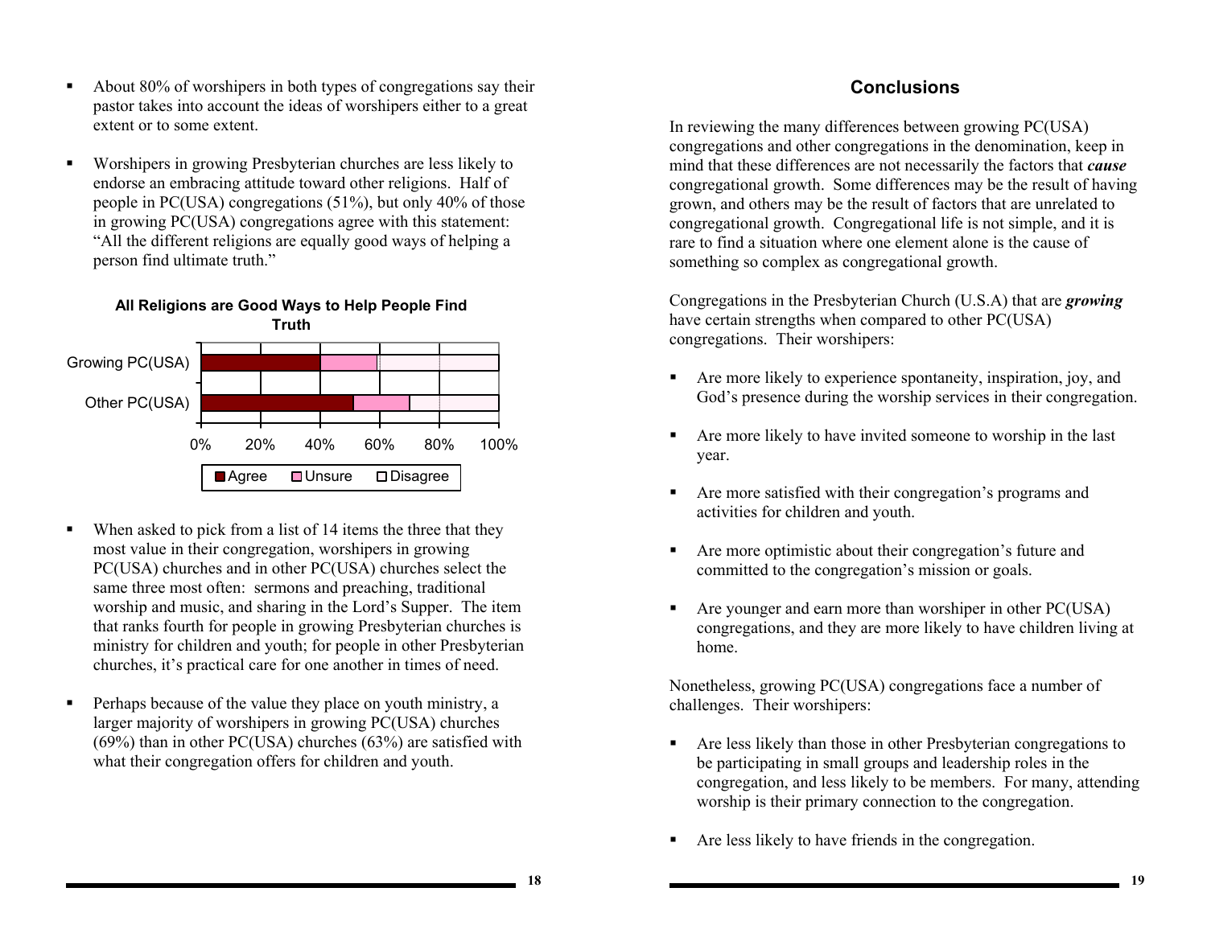- About 80% of worshipers in both types of congregations say their pastor takes into account the ideas of worshipers either to a great extent or to some extent.

- Worshipers in growing Presbyterian churches are less likely to endorse an embracing attitude toward other religions. Half of people in PC(USA) congregations (51%), but only 40% of those in growing PC(USA) congregations agree with this statement: "All the different religions are equally good ways of helping a person find ultimate truth."

**All Religions are Good Ways to Help People Find Truth**

| | Agree | Unsure | Disagree |
|---|---|---|---|
| Growing PC(USA) | 40% | 19% | 41% |
| Other PC(USA) | 51% | 19% | 30% |

- When asked to pick from a list of 14 items the three that they most value in their congregation, worshipers in growing PC(USA) churches and in other PC(USA) churches select the same three most often: sermons and preaching, traditional worship and music, and sharing in the Lord's Supper. The item that ranks fourth for people in growing Presbyterian churches is ministry for children and youth; for people in other Presbyterian churches, it's practical care for one another in times of need.

- Perhaps because of the value they place on youth ministry, a larger majority of worshipers in growing PC(USA) churches (69%) than in other PC(USA) churches (63%) are satisfied with what their congregation offers for children and youth.

## Conclusions

In reviewing the many differences between growing PC(USA) congregations and other congregations in the denomination, keep in mind that these differences are not necessarily the factors that ***cause*** congregational growth. Some differences may be the result of having grown, and others may be the result of factors that are unrelated to congregational growth. Congregational life is not simple, and it is rare to find a situation where one element alone is the cause of something so complex as congregational growth.

Congregations in the Presbyterian Church (U.S.A) that are ***growing*** have certain strengths when compared to other PC(USA) congregations. Their worshipers:

- Are more likely to experience spontaneity, inspiration, joy, and God's presence during the worship services in their congregation.

- Are more likely to have invited someone to worship in the last year.

- Are more satisfied with their congregation's programs and activities for children and youth.

- Are more optimistic about their congregation's future and committed to the congregation's mission or goals.

- Are younger and earn more than worshiper in other PC(USA) congregations, and they are more likely to have children living at home.

Nonetheless, growing PC(USA) congregations face a number of challenges. Their worshipers:

- Are less likely than those in other Presbyterian congregations to be participating in small groups and leadership roles in the congregation, and less likely to be members. For many, attending worship is their primary connection to the congregation.

- Are less likely to have friends in the congregation.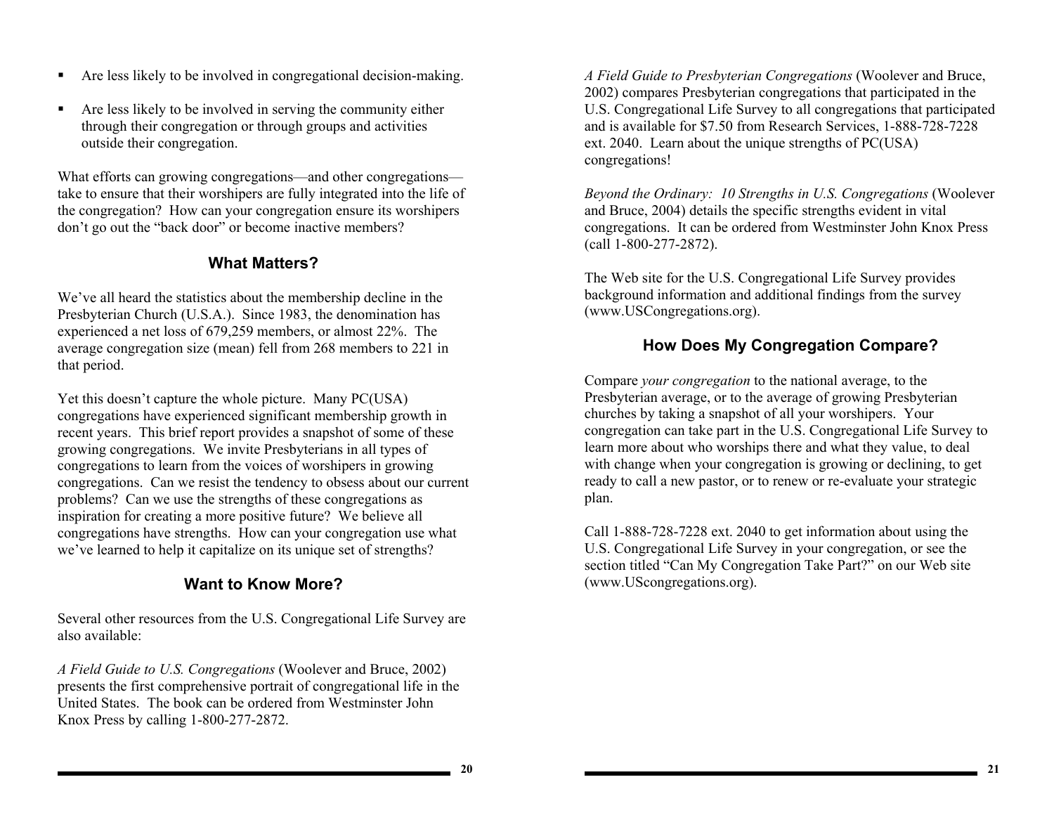- Are less likely to be involved in congregational decision-making.
- Are less likely to be involved in serving the community either through their congregation or through groups and activities outside their congregation.

What efforts can growing congregations—and other congregations—take to ensure that their worshipers are fully integrated into the life of the congregation? How can your congregation ensure its worshipers don't go out the "back door" or become inactive members?

## What Matters?

We've all heard the statistics about the membership decline in the Presbyterian Church (U.S.A.). Since 1983, the denomination has experienced a net loss of 679,259 members, or almost 22%. The average congregation size (mean) fell from 268 members to 221 in that period.

Yet this doesn't capture the whole picture. Many PC(USA) congregations have experienced significant membership growth in recent years. This brief report provides a snapshot of some of these growing congregations. We invite Presbyterians in all types of congregations to learn from the voices of worshipers in growing congregations. Can we resist the tendency to obsess about our current problems? Can we use the strengths of these congregations as inspiration for creating a more positive future? We believe all congregations have strengths. How can your congregation use what we've learned to help it capitalize on its unique set of strengths?

## Want to Know More?

Several other resources from the U.S. Congregational Life Survey are also available:

*A Field Guide to U.S. Congregations* (Woolever and Bruce, 2002) presents the first comprehensive portrait of congregational life in the United States. The book can be ordered from Westminster John Knox Press by calling 1-800-277-2872.

*A Field Guide to Presbyterian Congregations* (Woolever and Bruce, 2002) compares Presbyterian congregations that participated in the U.S. Congregational Life Survey to all congregations that participated and is available for $7.50 from Research Services, 1-888-728-7228 ext. 2040. Learn about the unique strengths of PC(USA) congregations!

*Beyond the Ordinary: 10 Strengths in U.S. Congregations* (Woolever and Bruce, 2004) details the specific strengths evident in vital congregations. It can be ordered from Westminster John Knox Press (call 1-800-277-2872).

The Web site for the U.S. Congregational Life Survey provides background information and additional findings from the survey (www.USCongregations.org).

## How Does My Congregation Compare?

Compare *your congregation* to the national average, to the Presbyterian average, or to the average of growing Presbyterian churches by taking a snapshot of all your worshipers. Your congregation can take part in the U.S. Congregational Life Survey to learn more about who worships there and what they value, to deal with change when your congregation is growing or declining, to get ready to call a new pastor, or to renew or re-evaluate your strategic plan.

Call 1-888-728-7228 ext. 2040 to get information about using the U.S. Congregational Life Survey in your congregation, or see the section titled "Can My Congregation Take Part?" on our Web site (www.UScongregations.org).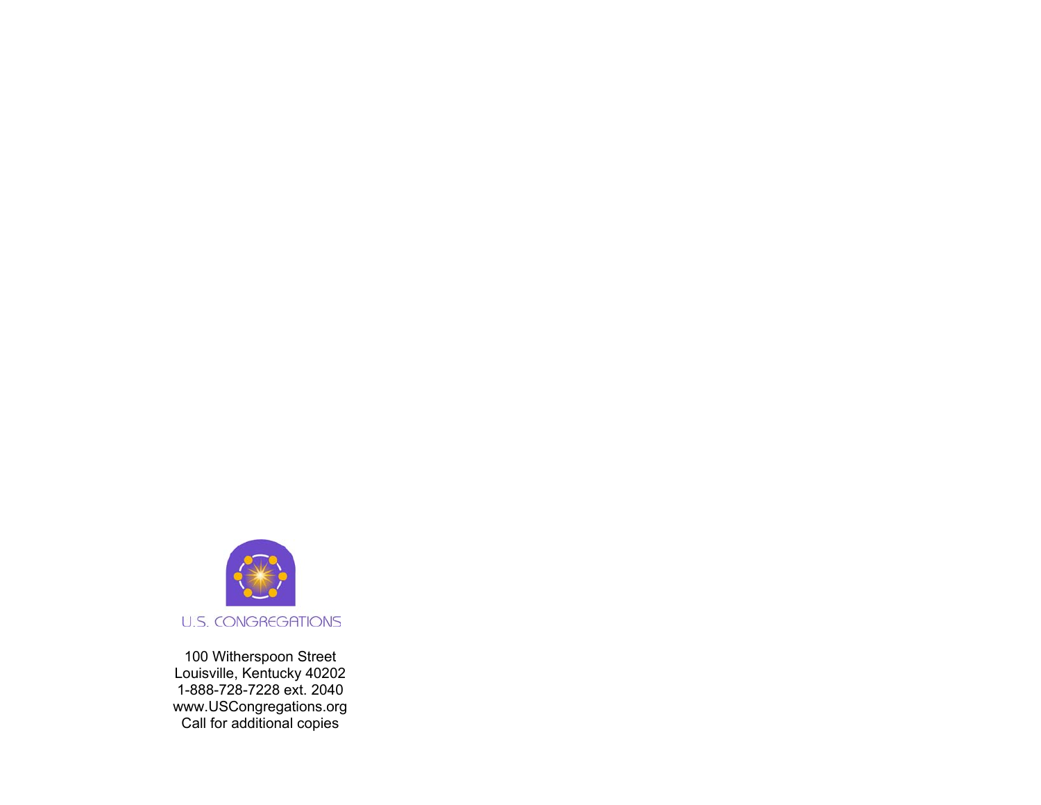U.S. CONGREGATIONS

100 Witherspoon Street
Louisville, Kentucky 40202
1-888-728-7228 ext. 2040
www.USCongregations.org
Call for additional copies